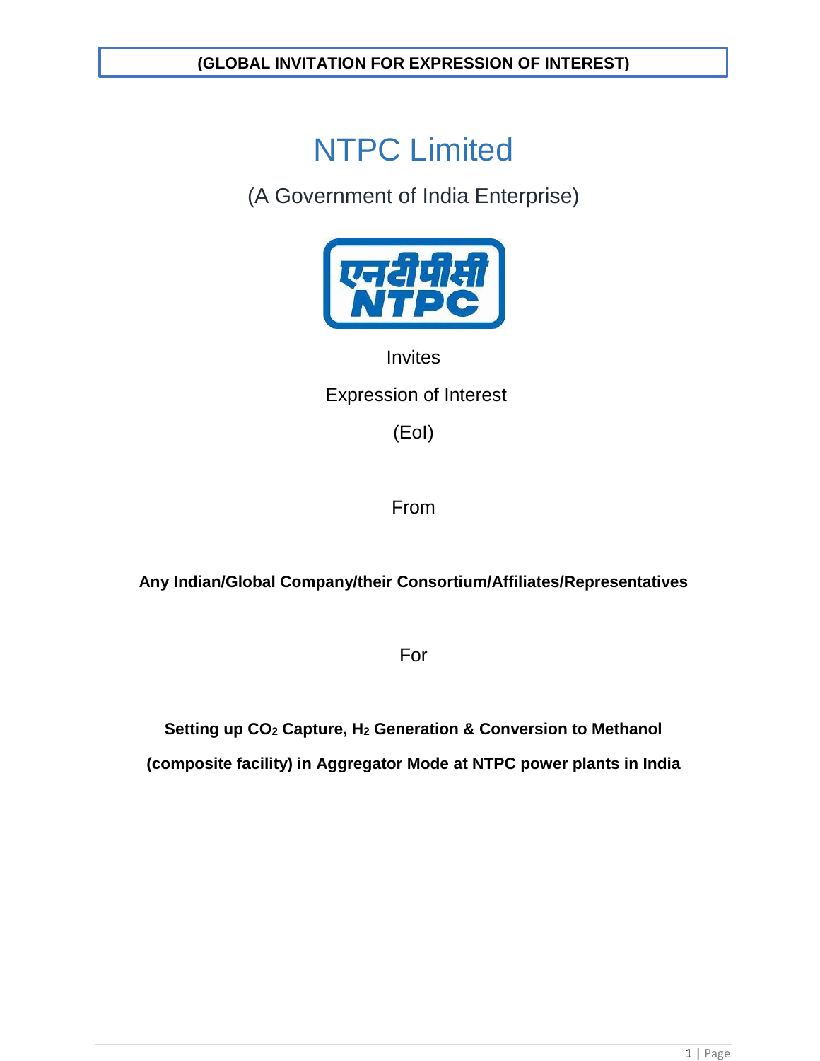**(GLOBAL INVITATION FOR EXPRESSION OF INTEREST)**

# NTPC Limited

(A Government of India Enterprise)

Invites

Expression of Interest

(EoI)

From

**Any Indian/Global Company/their Consortium/Affiliates/Representatives**

For

**Setting up $CO_2$ Capture, $H_2$ Generation & Conversion to Methanol**

**(composite facility) in Aggregator Mode at NTPC power plants in India**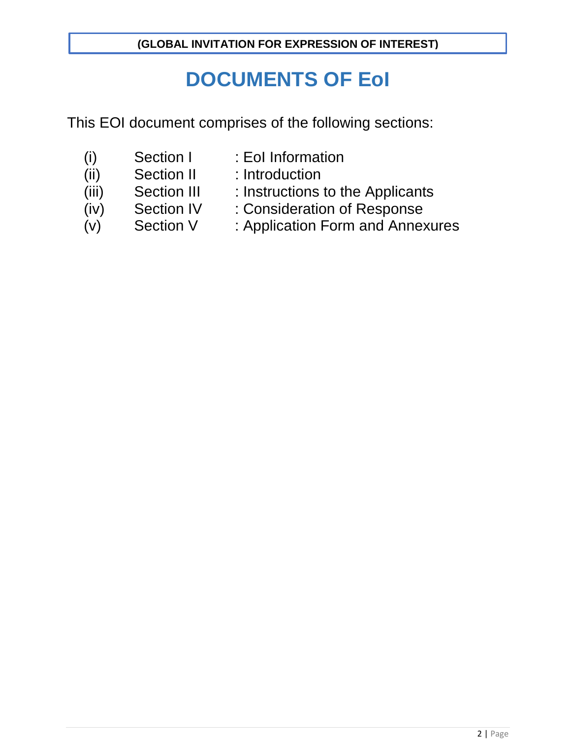**(GLOBAL INVITATION FOR EXPRESSION OF INTEREST)**

# DOCUMENTS OF EoI

This EOI document comprises of the following sections:

(i) Section I : EoI Information
(ii) Section II : Introduction
(iii) Section III : Instructions to the Applicants
(iv) Section IV : Consideration of Response
(v) Section V : Application Form and Annexures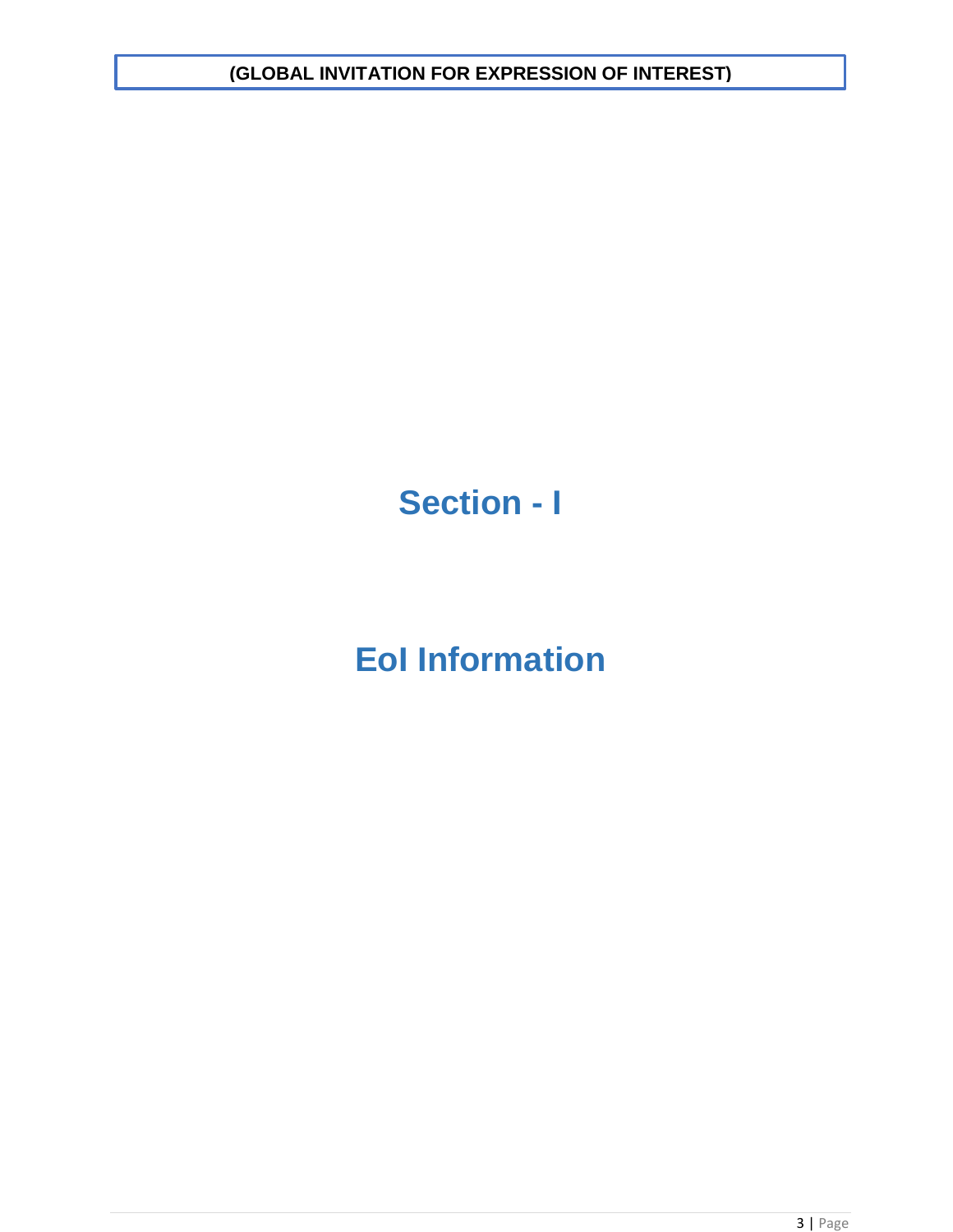# Section - I

# EoI Information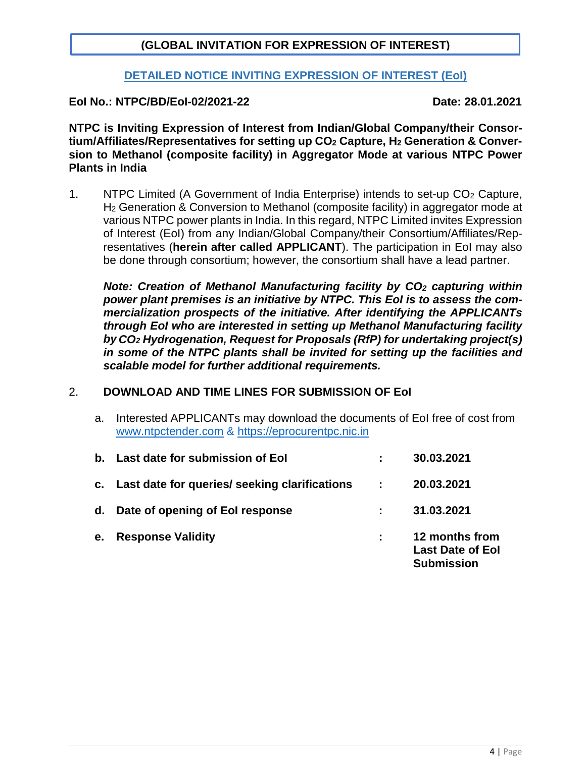**(GLOBAL INVITATION FOR EXPRESSION OF INTEREST)**

## DETAILED NOTICE INVITING EXPRESSION OF INTEREST (EoI)

**EoI No.: NTPC/BD/EoI-02/2021-22** **Date: 28.01.2021**

**NTPC is Inviting Expression of Interest from Indian/Global Company/their Consortium/Affiliates/Representatives for setting up $CO_2$ Capture, $H_2$ Generation & Conversion to Methanol (composite facility) in Aggregator Mode at various NTPC Power Plants in India**

1. NTPC Limited (A Government of India Enterprise) intends to set-up $CO_2$ Capture, $H_2$ Generation & Conversion to Methanol (composite facility) in aggregator mode at various NTPC power plants in India. In this regard, NTPC Limited invites Expression of Interest (EoI) from any Indian/Global Company/their Consortium/Affiliates/Representatives (**herein after called APPLICANT**). The participation in EoI may also be done through consortium; however, the consortium shall have a lead partner.

   ***Note: Creation of Methanol Manufacturing facility by $CO_2$ capturing within power plant premises is an initiative by NTPC. This EoI is to assess the commercialization prospects of the initiative. After identifying the APPLICANTs through EoI who are interested in setting up Methanol Manufacturing facility by $CO_2$ Hydrogenation, Request for Proposals (RfP) for undertaking project(s) in some of the NTPC plants shall be invited for setting up the facilities and scalable model for further additional requirements.***

2. **DOWNLOAD AND TIME LINES FOR SUBMISSION OF EoI**

   a. Interested APPLICANTs may download the documents of EoI free of cost from www.ntpctender.com & https://eprocurentpc.nic.in

   | | | | |
   |---|---|---|---|
   | **b.** | **Last date for submission of EoI** | **:** | **30.03.2021** |
   | **c.** | **Last date for queries/ seeking clarifications** | **:** | **20.03.2021** |
   | **d.** | **Date of opening of EoI response** | **:** | **31.03.2021** |
   | **e.** | **Response Validity** | **:** | **12 months from Last Date of EoI Submission** |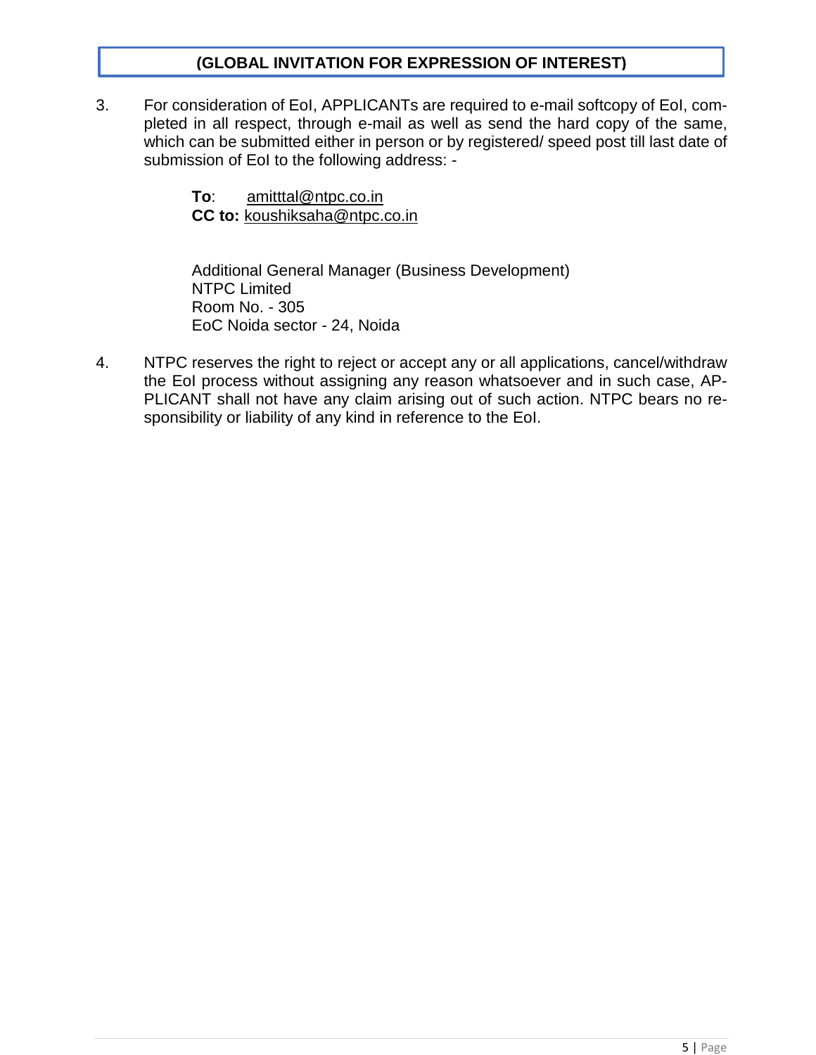**(GLOBAL INVITATION FOR EXPRESSION OF INTEREST)**

3. For consideration of EoI, APPLICANTs are required to e-mail softcopy of EoI, completed in all respect, through e-mail as well as send the hard copy of the same, which can be submitted either in person or by registered/ speed post till last date of submission of EoI to the following address: -

   **To**: amitttal@ntpc.co.in
   **CC to:** koushiksaha@ntpc.co.in

   Additional General Manager (Business Development)
   NTPC Limited
   Room No. - 305
   EoC Noida sector - 24, Noida

4. NTPC reserves the right to reject or accept any or all applications, cancel/withdraw the EoI process without assigning any reason whatsoever and in such case, APPLICANT shall not have any claim arising out of such action. NTPC bears no responsibility or liability of any kind in reference to the EoI.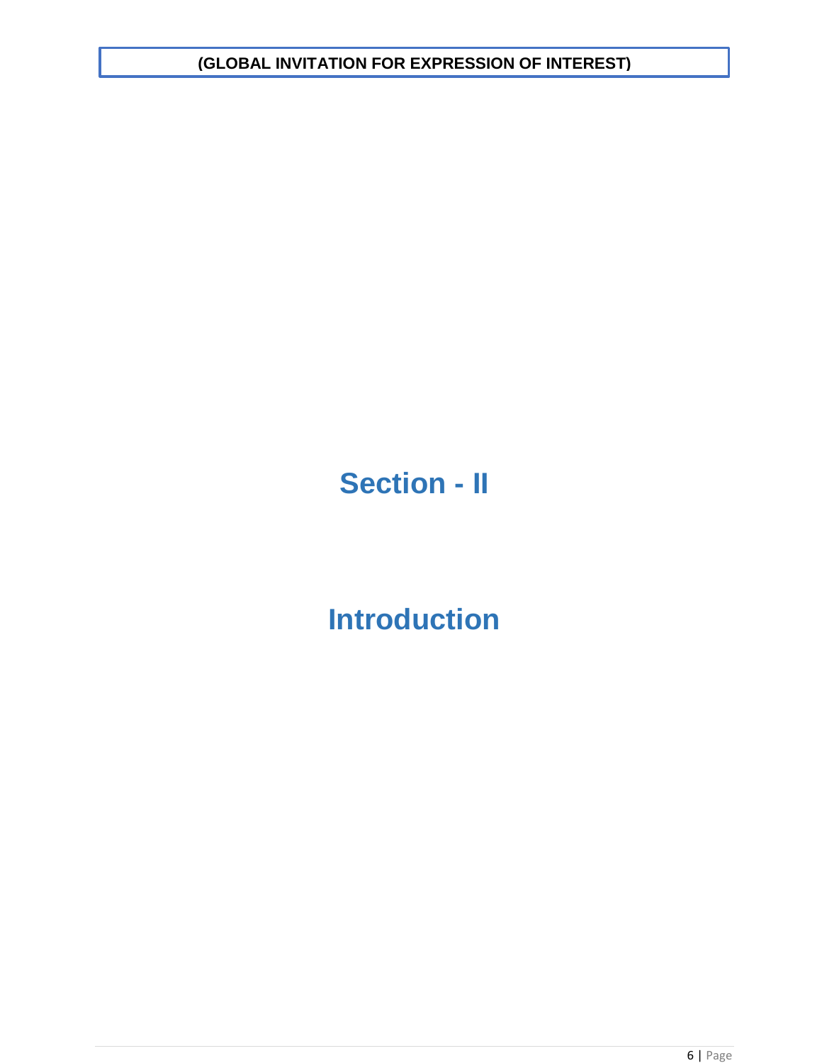# Section - II

# Introduction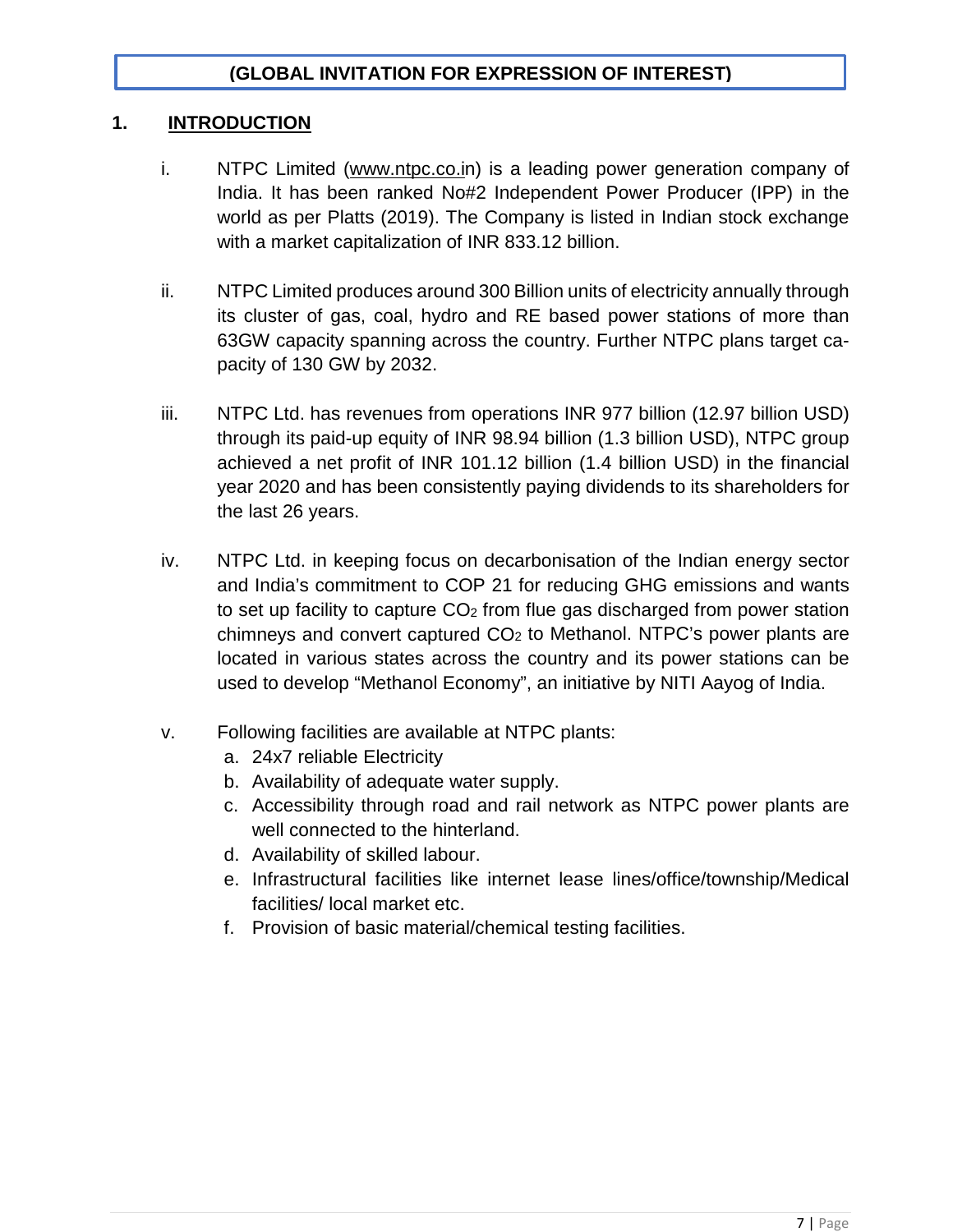**(GLOBAL INVITATION FOR EXPRESSION OF INTEREST)**

## 1. INTRODUCTION

i. NTPC Limited (www.ntpc.co.in) is a leading power generation company of India. It has been ranked No#2 Independent Power Producer (IPP) in the world as per Platts (2019). The Company is listed in Indian stock exchange with a market capitalization of INR 833.12 billion.

ii. NTPC Limited produces around 300 Billion units of electricity annually through its cluster of gas, coal, hydro and RE based power stations of more than 63GW capacity spanning across the country. Further NTPC plans target capacity of 130 GW by 2032.

iii. NTPC Ltd. has revenues from operations INR 977 billion (12.97 billion USD) through its paid-up equity of INR 98.94 billion (1.3 billion USD), NTPC group achieved a net profit of INR 101.12 billion (1.4 billion USD) in the financial year 2020 and has been consistently paying dividends to its shareholders for the last 26 years.

iv. NTPC Ltd. in keeping focus on decarbonisation of the Indian energy sector and India's commitment to COP 21 for reducing GHG emissions and wants to set up facility to capture $CO_2$ from flue gas discharged from power station chimneys and convert captured $CO_2$ to Methanol. NTPC's power plants are located in various states across the country and its power stations can be used to develop "Methanol Economy", an initiative by NITI Aayog of India.

v. Following facilities are available at NTPC plants:

   a. 24x7 reliable Electricity
   b. Availability of adequate water supply.
   c. Accessibility through road and rail network as NTPC power plants are well connected to the hinterland.
   d. Availability of skilled labour.
   e. Infrastructural facilities like internet lease lines/office/township/Medical facilities/ local market etc.
   f. Provision of basic material/chemical testing facilities.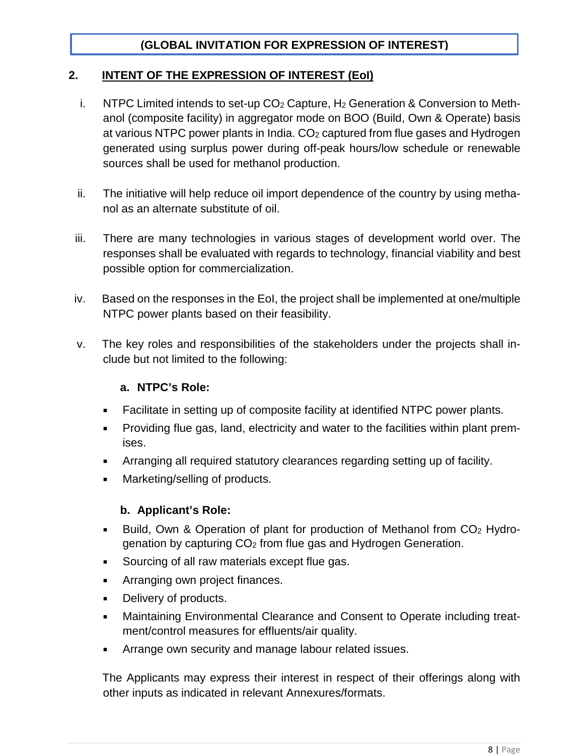**(GLOBAL INVITATION FOR EXPRESSION OF INTEREST)**

## 2. INTENT OF THE EXPRESSION OF INTEREST (EoI)

i. NTPC Limited intends to set-up $CO_2$ Capture, $H_2$ Generation & Conversion to Methanol (composite facility) in aggregator mode on BOO (Build, Own & Operate) basis at various NTPC power plants in India. $CO_2$ captured from flue gases and Hydrogen generated using surplus power during off-peak hours/low schedule or renewable sources shall be used for methanol production.

ii. The initiative will help reduce oil import dependence of the country by using methanol as an alternate substitute of oil.

iii. There are many technologies in various stages of development world over. The responses shall be evaluated with regards to technology, financial viability and best possible option for commercialization.

iv. Based on the responses in the EoI, the project shall be implemented at one/multiple NTPC power plants based on their feasibility.

v. The key roles and responsibilities of the stakeholders under the projects shall include but not limited to the following:

**a. NTPC's Role:**

- Facilitate in setting up of composite facility at identified NTPC power plants.
- Providing flue gas, land, electricity and water to the facilities within plant premises.
- Arranging all required statutory clearances regarding setting up of facility.
- Marketing/selling of products.

**b. Applicant's Role:**

- Build, Own & Operation of plant for production of Methanol from $CO_2$ Hydrogenation by capturing $CO_2$ from flue gas and Hydrogen Generation.
- Sourcing of all raw materials except flue gas.
- Arranging own project finances.
- Delivery of products.
- Maintaining Environmental Clearance and Consent to Operate including treatment/control measures for effluents/air quality.
- Arrange own security and manage labour related issues.

The Applicants may express their interest in respect of their offerings along with other inputs as indicated in relevant Annexures/formats.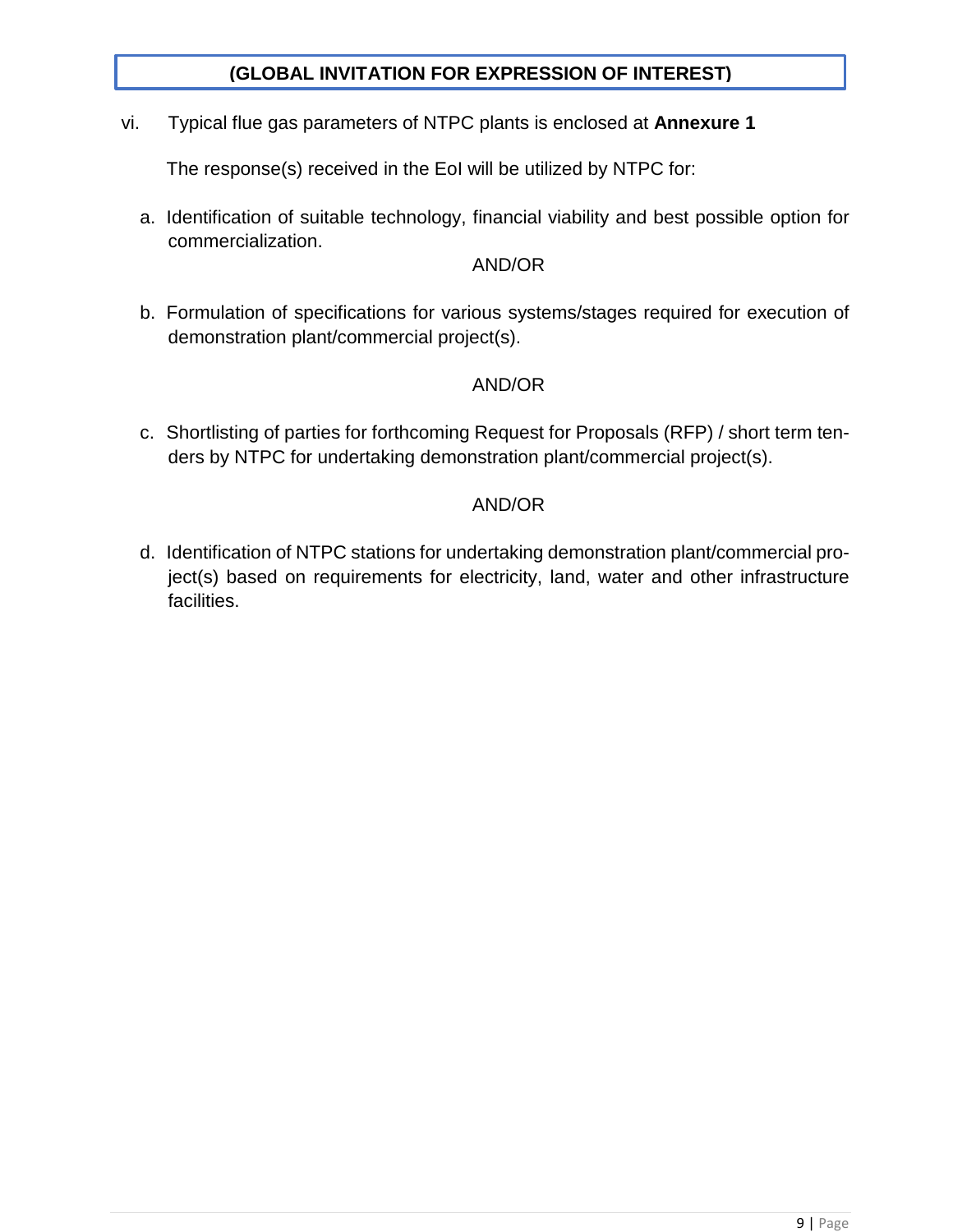vi. Typical flue gas parameters of NTPC plants is enclosed at **Annexure 1**

The response(s) received in the EoI will be utilized by NTPC for:

a. Identification of suitable technology, financial viability and best possible option for commercialization.

AND/OR

b. Formulation of specifications for various systems/stages required for execution of demonstration plant/commercial project(s).

AND/OR

c. Shortlisting of parties for forthcoming Request for Proposals (RFP) / short term tenders by NTPC for undertaking demonstration plant/commercial project(s).

AND/OR

d. Identification of NTPC stations for undertaking demonstration plant/commercial project(s) based on requirements for electricity, land, water and other infrastructure facilities.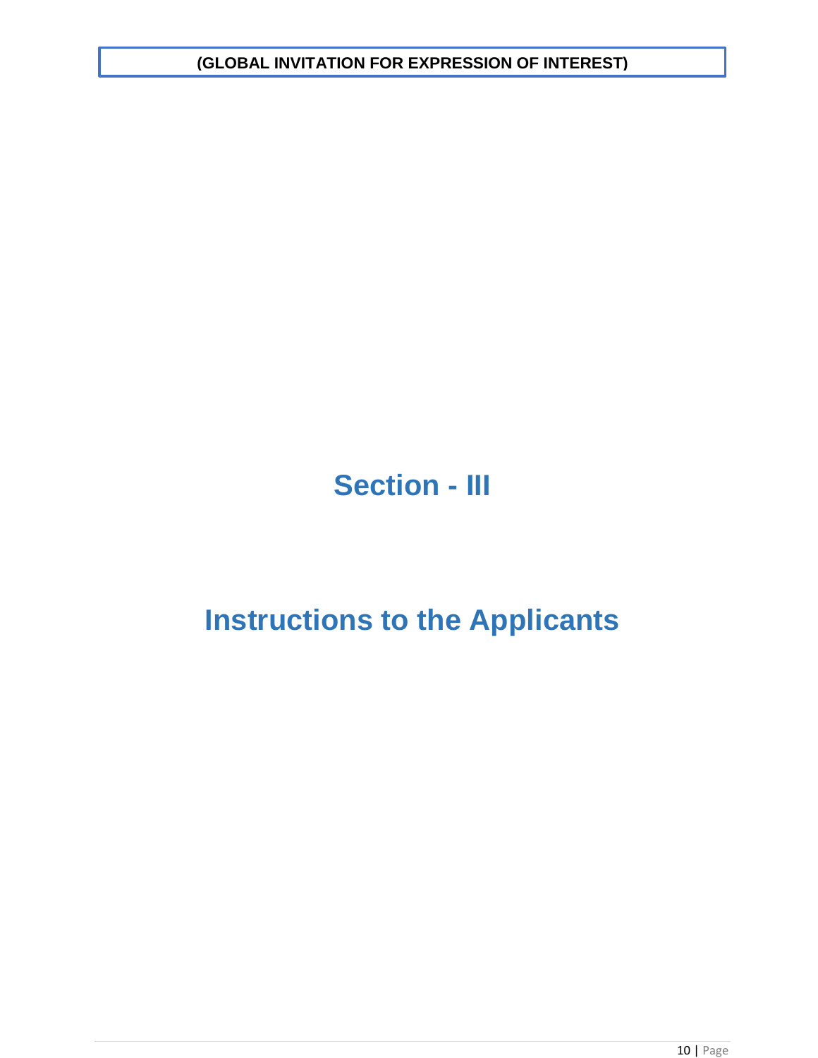# Section - III

# Instructions to the Applicants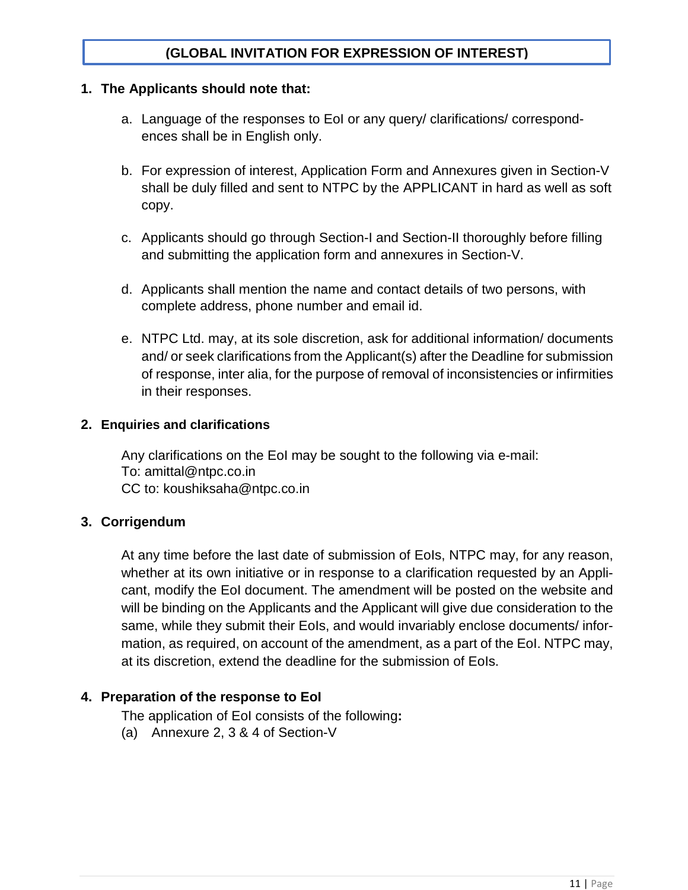**(GLOBAL INVITATION FOR EXPRESSION OF INTEREST)**

**1. The Applicants should note that:**

a. Language of the responses to EoI or any query/ clarifications/ correspondences shall be in English only.

b. For expression of interest, Application Form and Annexures given in Section-V shall be duly filled and sent to NTPC by the APPLICANT in hard as well as soft copy.

c. Applicants should go through Section-I and Section-II thoroughly before filling and submitting the application form and annexures in Section-V.

d. Applicants shall mention the name and contact details of two persons, with complete address, phone number and email id.

e. NTPC Ltd. may, at its sole discretion, ask for additional information/ documents and/ or seek clarifications from the Applicant(s) after the Deadline for submission of response, inter alia, for the purpose of removal of inconsistencies or infirmities in their responses.

**2. Enquiries and clarifications**

Any clarifications on the EoI may be sought to the following via e-mail:
To: amittal@ntpc.co.in
CC to: koushiksaha@ntpc.co.in

**3. Corrigendum**

At any time before the last date of submission of EoIs, NTPC may, for any reason, whether at its own initiative or in response to a clarification requested by an Applicant, modify the EoI document. The amendment will be posted on the website and will be binding on the Applicants and the Applicant will give due consideration to the same, while they submit their EoIs, and would invariably enclose documents/ information, as required, on account of the amendment, as a part of the EoI. NTPC may, at its discretion, extend the deadline for the submission of EoIs.

**4. Preparation of the response to EoI**

The application of EoI consists of the following**:**

(a) Annexure 2, 3 & 4 of Section-V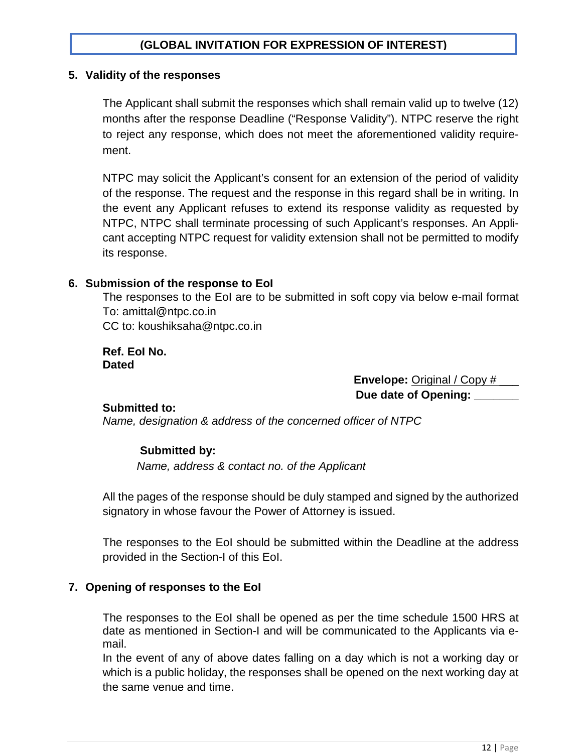**(GLOBAL INVITATION FOR EXPRESSION OF INTEREST)**

## 5. Validity of the responses

The Applicant shall submit the responses which shall remain valid up to twelve (12) months after the response Deadline ("Response Validity"). NTPC reserve the right to reject any response, which does not meet the aforementioned validity requirement.

NTPC may solicit the Applicant's consent for an extension of the period of validity of the response. The request and the response in this regard shall be in writing. In the event any Applicant refuses to extend its response validity as requested by NTPC, NTPC shall terminate processing of such Applicant's responses. An Applicant accepting NTPC request for validity extension shall not be permitted to modify its response.

## 6. Submission of the response to EoI

The responses to the EoI are to be submitted in soft copy via below e-mail format
To: amittal@ntpc.co.in
CC to: koushiksaha@ntpc.co.in

**Ref. EoI No.**
**Dated**

**Envelope:** Original / Copy # ___
**Due date of Opening:** _______

**Submitted to:**
*Name, designation & address of the concerned officer of NTPC*

**Submitted by:**
*Name, address & contact no. of the Applicant*

All the pages of the response should be duly stamped and signed by the authorized signatory in whose favour the Power of Attorney is issued.

The responses to the EoI should be submitted within the Deadline at the address provided in the Section-I of this EoI.

## 7. Opening of responses to the EoI

The responses to the EoI shall be opened as per the time schedule 1500 HRS at date as mentioned in Section-I and will be communicated to the Applicants via e-mail.
In the event of any of above dates falling on a day which is not a working day or which is a public holiday, the responses shall be opened on the next working day at the same venue and time.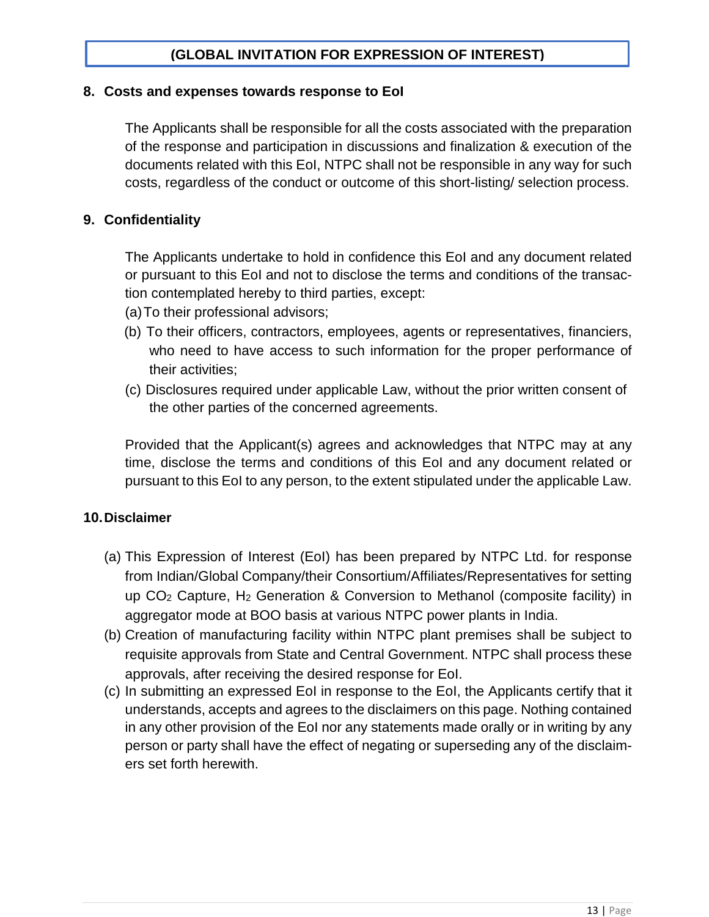## 8. Costs and expenses towards response to EoI

The Applicants shall be responsible for all the costs associated with the preparation of the response and participation in discussions and finalization & execution of the documents related with this EoI, NTPC shall not be responsible in any way for such costs, regardless of the conduct or outcome of this short-listing/ selection process.

## 9. Confidentiality

The Applicants undertake to hold in confidence this EoI and any document related or pursuant to this EoI and not to disclose the terms and conditions of the transaction contemplated hereby to third parties, except:

(a) To their professional advisors;

(b) To their officers, contractors, employees, agents or representatives, financiers, who need to have access to such information for the proper performance of their activities;

(c) Disclosures required under applicable Law, without the prior written consent of the other parties of the concerned agreements.

Provided that the Applicant(s) agrees and acknowledges that NTPC may at any time, disclose the terms and conditions of this EoI and any document related or pursuant to this EoI to any person, to the extent stipulated under the applicable Law.

## 10. Disclaimer

(a) This Expression of Interest (EoI) has been prepared by NTPC Ltd. for response from Indian/Global Company/their Consortium/Affiliates/Representatives for setting up $CO_2$ Capture, $H_2$ Generation & Conversion to Methanol (composite facility) in aggregator mode at BOO basis at various NTPC power plants in India.

(b) Creation of manufacturing facility within NTPC plant premises shall be subject to requisite approvals from State and Central Government. NTPC shall process these approvals, after receiving the desired response for EoI.

(c) In submitting an expressed EoI in response to the EoI, the Applicants certify that it understands, accepts and agrees to the disclaimers on this page. Nothing contained in any other provision of the EoI nor any statements made orally or in writing by any person or party shall have the effect of negating or superseding any of the disclaimers set forth herewith.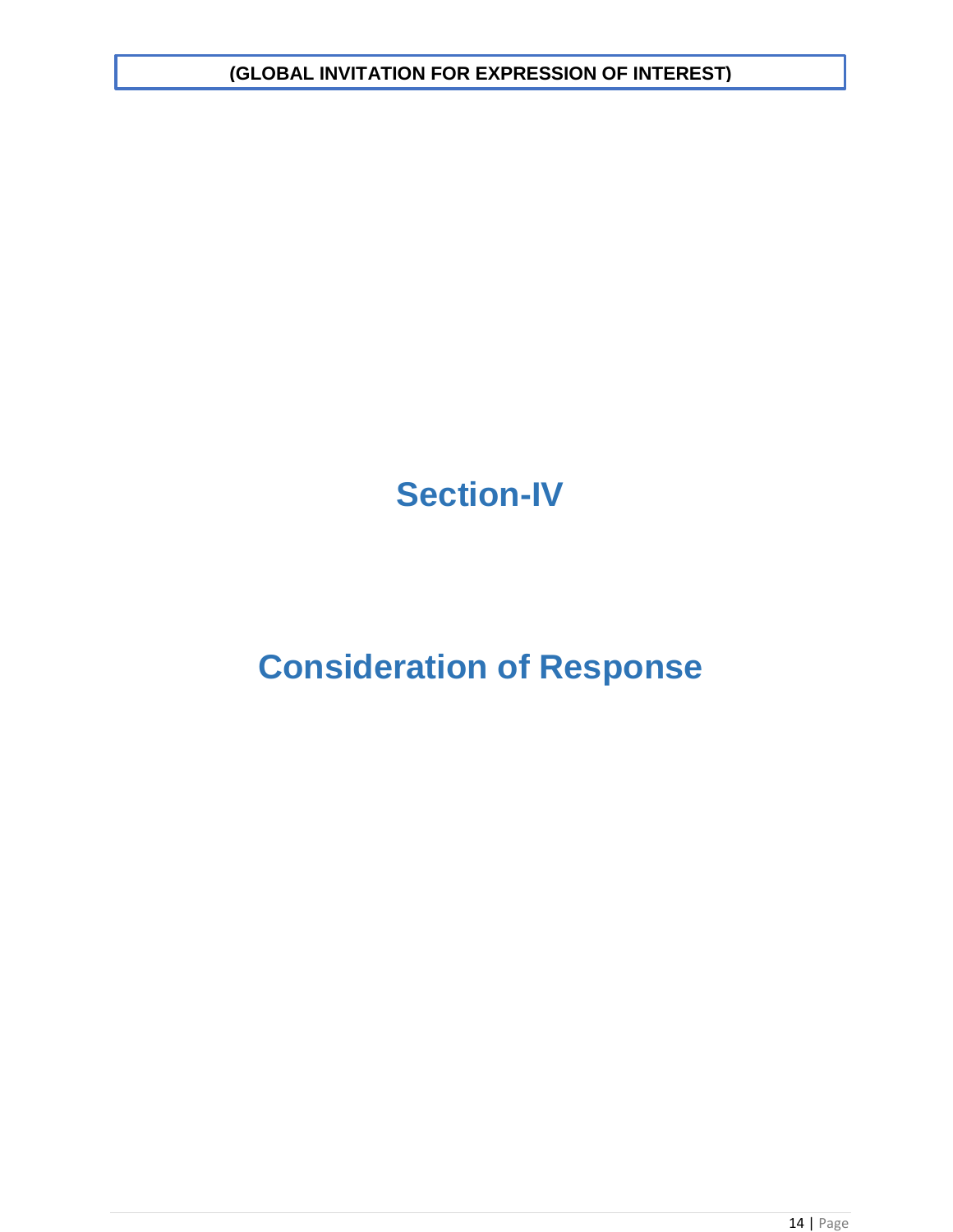# Section-IV

# Consideration of Response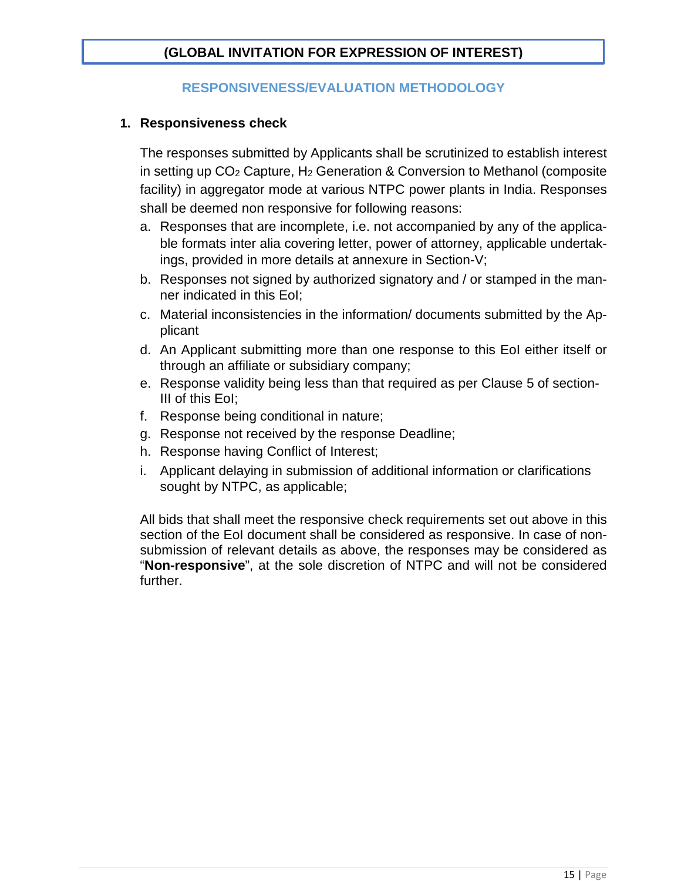**(GLOBAL INVITATION FOR EXPRESSION OF INTEREST)**

## RESPONSIVENESS/EVALUATION METHODOLOGY

### 1. Responsiveness check

The responses submitted by Applicants shall be scrutinized to establish interest in setting up $CO_2$ Capture, $H_2$ Generation & Conversion to Methanol (composite facility) in aggregator mode at various NTPC power plants in India. Responses shall be deemed non responsive for following reasons:

a. Responses that are incomplete, i.e. not accompanied by any of the applicable formats inter alia covering letter, power of attorney, applicable undertakings, provided in more details at annexure in Section-V;
b. Responses not signed by authorized signatory and / or stamped in the manner indicated in this EoI;
c. Material inconsistencies in the information/ documents submitted by the Applicant
d. An Applicant submitting more than one response to this EoI either itself or through an affiliate or subsidiary company;
e. Response validity being less than that required as per Clause 5 of section-III of this EoI;
f. Response being conditional in nature;
g. Response not received by the response Deadline;
h. Response having Conflict of Interest;
i. Applicant delaying in submission of additional information or clarifications sought by NTPC, as applicable;

All bids that shall meet the responsive check requirements set out above in this section of the EoI document shall be considered as responsive. In case of non-submission of relevant details as above, the responses may be considered as "**Non-responsive**", at the sole discretion of NTPC and will not be considered further.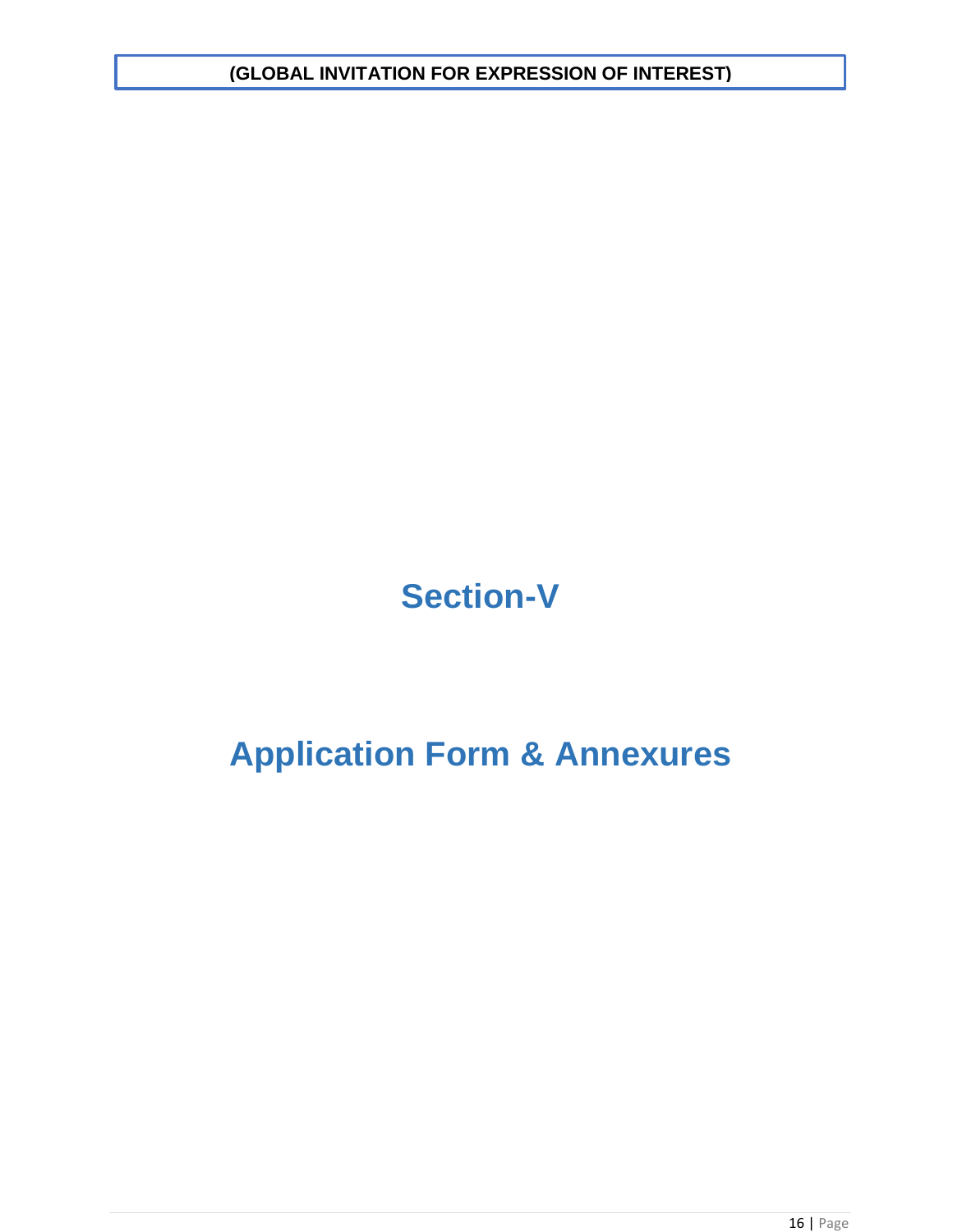# Section-V

# Application Form & Annexures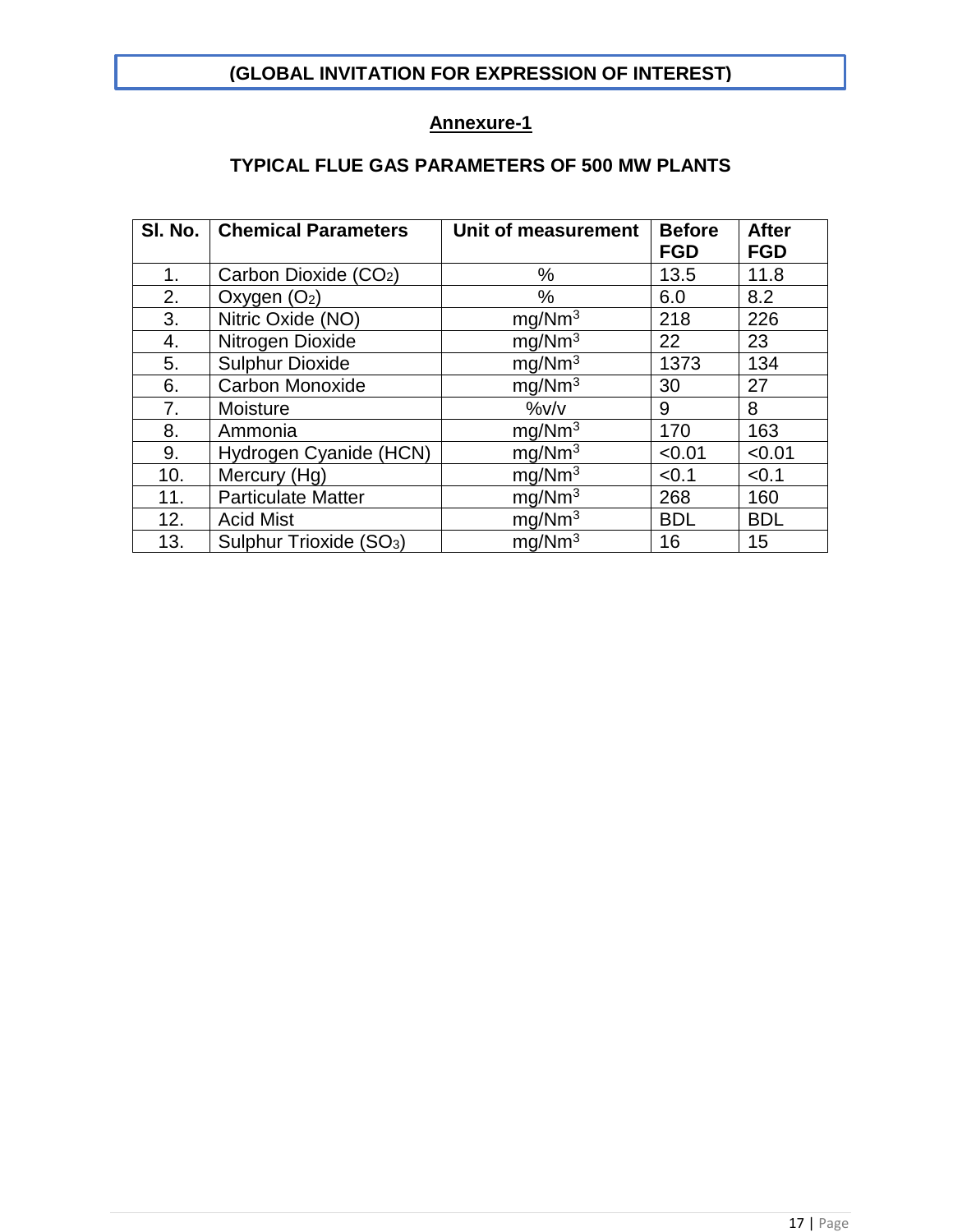**(GLOBAL INVITATION FOR EXPRESSION OF INTEREST)**

## Annexure-1

### TYPICAL FLUE GAS PARAMETERS OF 500 MW PLANTS

| Sl. No. | Chemical Parameters | Unit of measurement | Before FGD | After FGD |
|---|---|---|---|---|
| 1. | Carbon Dioxide ($CO_2$) | % | 13.5 | 11.8 |
| 2. | Oxygen ($O_2$) | % | 6.0 | 8.2 |
| 3. | Nitric Oxide (NO) | $mg/Nm^3$ | 218 | 226 |
| 4. | Nitrogen Dioxide | $mg/Nm^3$ | 22 | 23 |
| 5. | Sulphur Dioxide | $mg/Nm^3$ | 1373 | 134 |
| 6. | Carbon Monoxide | $mg/Nm^3$ | 30 | 27 |
| 7. | Moisture | %v/v | 9 | 8 |
| 8. | Ammonia | $mg/Nm^3$ | 170 | 163 |
| 9. | Hydrogen Cyanide (HCN) | $mg/Nm^3$ | <0.01 | <0.01 |
| 10. | Mercury (Hg) | $mg/Nm^3$ | <0.1 | <0.1 |
| 11. | Particulate Matter | $mg/Nm^3$ | 268 | 160 |
| 12. | Acid Mist | $mg/Nm^3$ | BDL | BDL |
| 13. | Sulphur Trioxide ($SO_3$) | $mg/Nm^3$ | 16 | 15 |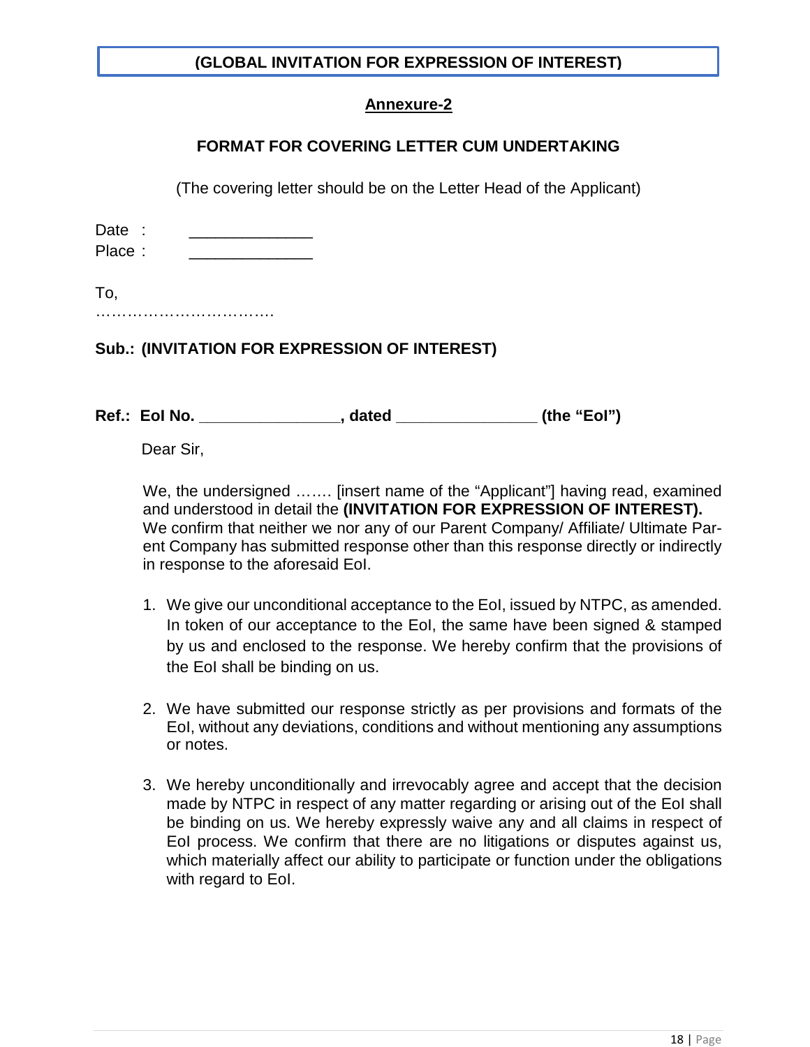**(GLOBAL INVITATION FOR EXPRESSION OF INTEREST)**

## Annexure-2

### FORMAT FOR COVERING LETTER CUM UNDERTAKING

(The covering letter should be on the Letter Head of the Applicant)

Date : ______________
Place : ______________

To,
…………………………….

**Sub.: (INVITATION FOR EXPRESSION OF INTEREST)**

**Ref.: EoI No. ________________, dated ________________ (the "EoI")**

Dear Sir,

We, the undersigned ……. [insert name of the "Applicant"] having read, examined and understood in detail the **(INVITATION FOR EXPRESSION OF INTEREST).** We confirm that neither we nor any of our Parent Company/ Affiliate/ Ultimate Parent Company has submitted response other than this response directly or indirectly in response to the aforesaid EoI.

1. We give our unconditional acceptance to the EoI, issued by NTPC, as amended. In token of our acceptance to the EoI, the same have been signed & stamped by us and enclosed to the response. We hereby confirm that the provisions of the EoI shall be binding on us.

2. We have submitted our response strictly as per provisions and formats of the EoI, without any deviations, conditions and without mentioning any assumptions or notes.

3. We hereby unconditionally and irrevocably agree and accept that the decision made by NTPC in respect of any matter regarding or arising out of the EoI shall be binding on us. We hereby expressly waive any and all claims in respect of EoI process. We confirm that there are no litigations or disputes against us, which materially affect our ability to participate or function under the obligations with regard to EoI.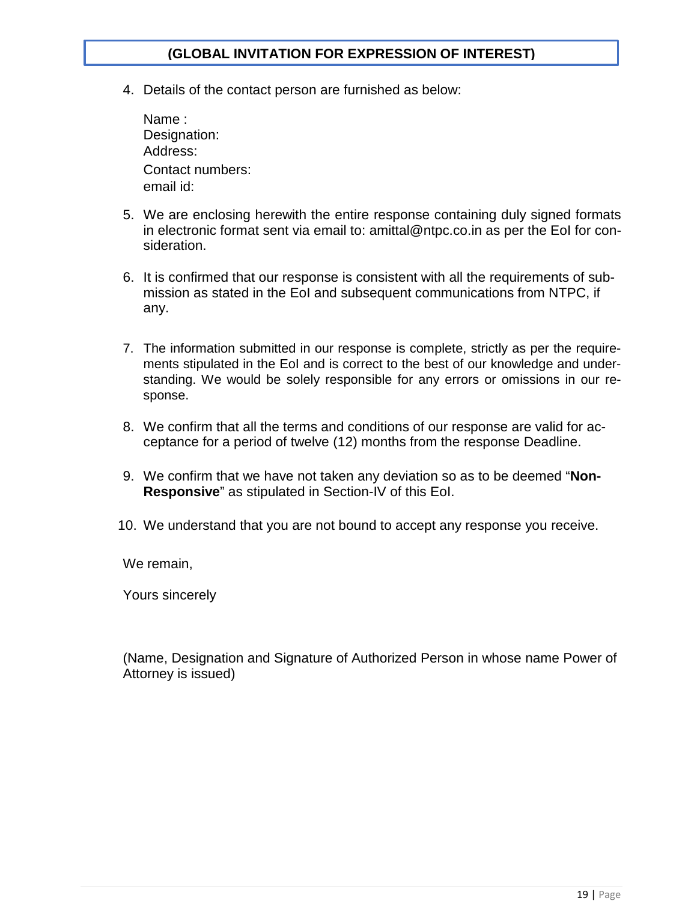**(GLOBAL INVITATION FOR EXPRESSION OF INTEREST)**

4. Details of the contact person are furnished as below:

   Name :
   Designation:
   Address:
   Contact numbers:
   email id:

5. We are enclosing herewith the entire response containing duly signed formats in electronic format sent via email to: amittal@ntpc.co.in as per the EoI for consideration.

6. It is confirmed that our response is consistent with all the requirements of submission as stated in the EoI and subsequent communications from NTPC, if any.

7. The information submitted in our response is complete, strictly as per the requirements stipulated in the EoI and is correct to the best of our knowledge and understanding. We would be solely responsible for any errors or omissions in our response.

8. We confirm that all the terms and conditions of our response are valid for acceptance for a period of twelve (12) months from the response Deadline.

9. We confirm that we have not taken any deviation so as to be deemed "**Non-Responsive**" as stipulated in Section-IV of this EoI.

10. We understand that you are not bound to accept any response you receive.

We remain,

Yours sincerely

(Name, Designation and Signature of Authorized Person in whose name Power of Attorney is issued)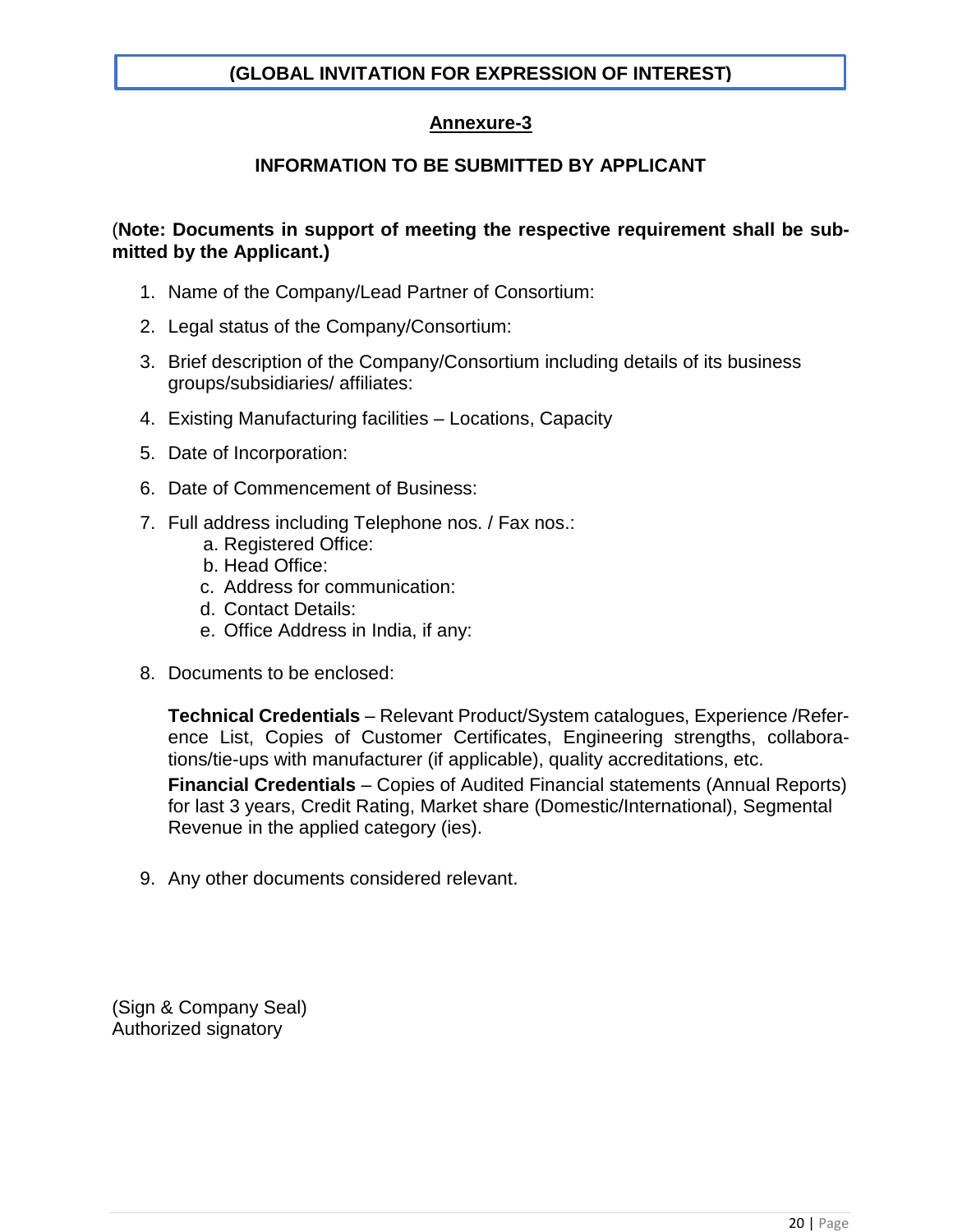**(GLOBAL INVITATION FOR EXPRESSION OF INTEREST)**

## Annexure-3

### INFORMATION TO BE SUBMITTED BY APPLICANT

(**Note: Documents in support of meeting the respective requirement shall be submitted by the Applicant.)**

1. Name of the Company/Lead Partner of Consortium:
2. Legal status of the Company/Consortium:
3. Brief description of the Company/Consortium including details of its business groups/subsidiaries/ affiliates:
4. Existing Manufacturing facilities – Locations, Capacity
5. Date of Incorporation:
6. Date of Commencement of Business:
7. Full address including Telephone nos. / Fax nos.:
    a. Registered Office:
    b. Head Office:
    c. Address for communication:
    d. Contact Details:
    e. Office Address in India, if any:
8. Documents to be enclosed:

    **Technical Credentials** – Relevant Product/System catalogues, Experience /Reference List, Copies of Customer Certificates, Engineering strengths, collaborations/tie-ups with manufacturer (if applicable), quality accreditations, etc.

    **Financial Credentials** – Copies of Audited Financial statements (Annual Reports) for last 3 years, Credit Rating, Market share (Domestic/International), Segmental Revenue in the applied category (ies).

9. Any other documents considered relevant.

(Sign & Company Seal)
Authorized signatory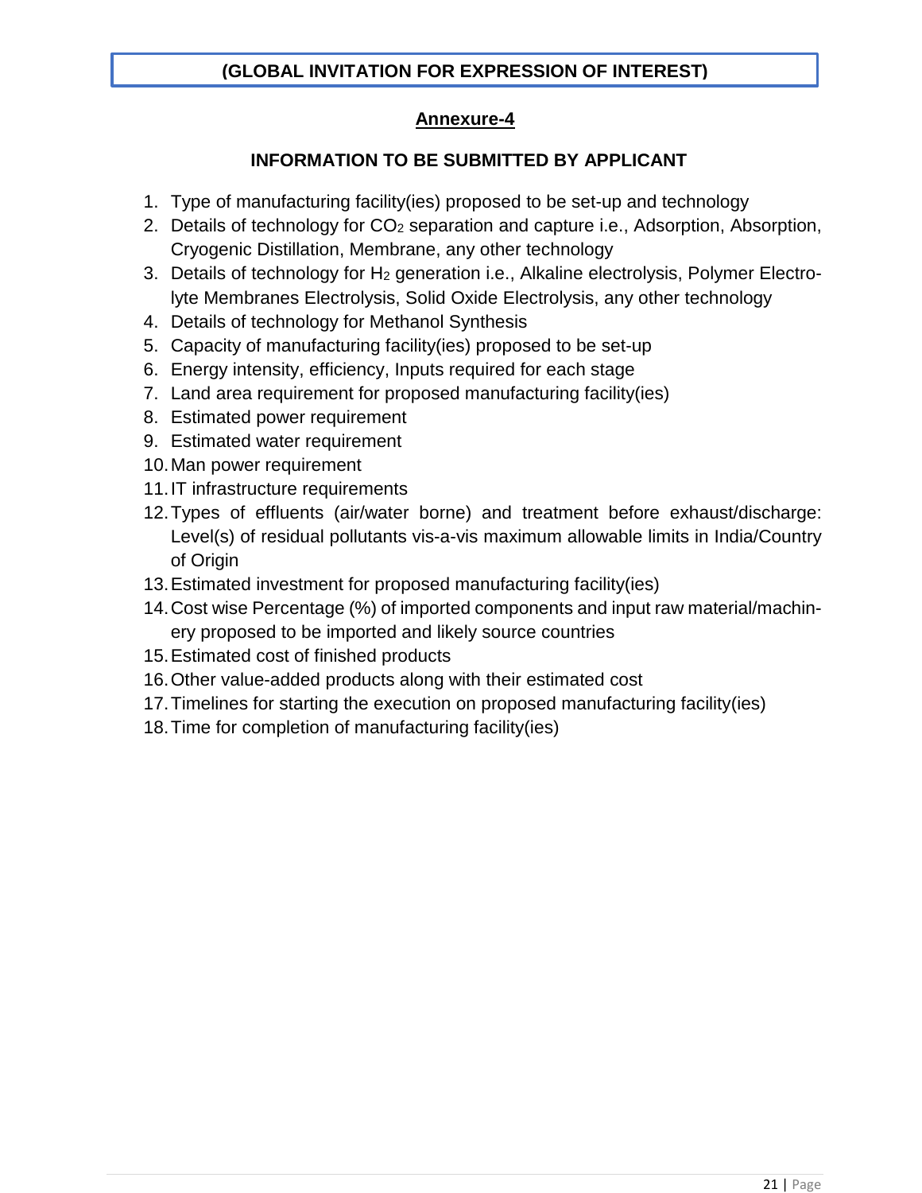**(GLOBAL INVITATION FOR EXPRESSION OF INTEREST)**

## Annexure-4

### INFORMATION TO BE SUBMITTED BY APPLICANT

1. Type of manufacturing facility(ies) proposed to be set-up and technology
2. Details of technology for $CO_2$ separation and capture i.e., Adsorption, Absorption, Cryogenic Distillation, Membrane, any other technology
3. Details of technology for $H_2$ generation i.e., Alkaline electrolysis, Polymer Electrolyte Membranes Electrolysis, Solid Oxide Electrolysis, any other technology
4. Details of technology for Methanol Synthesis
5. Capacity of manufacturing facility(ies) proposed to be set-up
6. Energy intensity, efficiency, Inputs required for each stage
7. Land area requirement for proposed manufacturing facility(ies)
8. Estimated power requirement
9. Estimated water requirement
10. Man power requirement
11. IT infrastructure requirements
12. Types of effluents (air/water borne) and treatment before exhaust/discharge: Level(s) of residual pollutants vis-a-vis maximum allowable limits in India/Country of Origin
13. Estimated investment for proposed manufacturing facility(ies)
14. Cost wise Percentage (%) of imported components and input raw material/machinery proposed to be imported and likely source countries
15. Estimated cost of finished products
16. Other value-added products along with their estimated cost
17. Timelines for starting the execution on proposed manufacturing facility(ies)
18. Time for completion of manufacturing facility(ies)